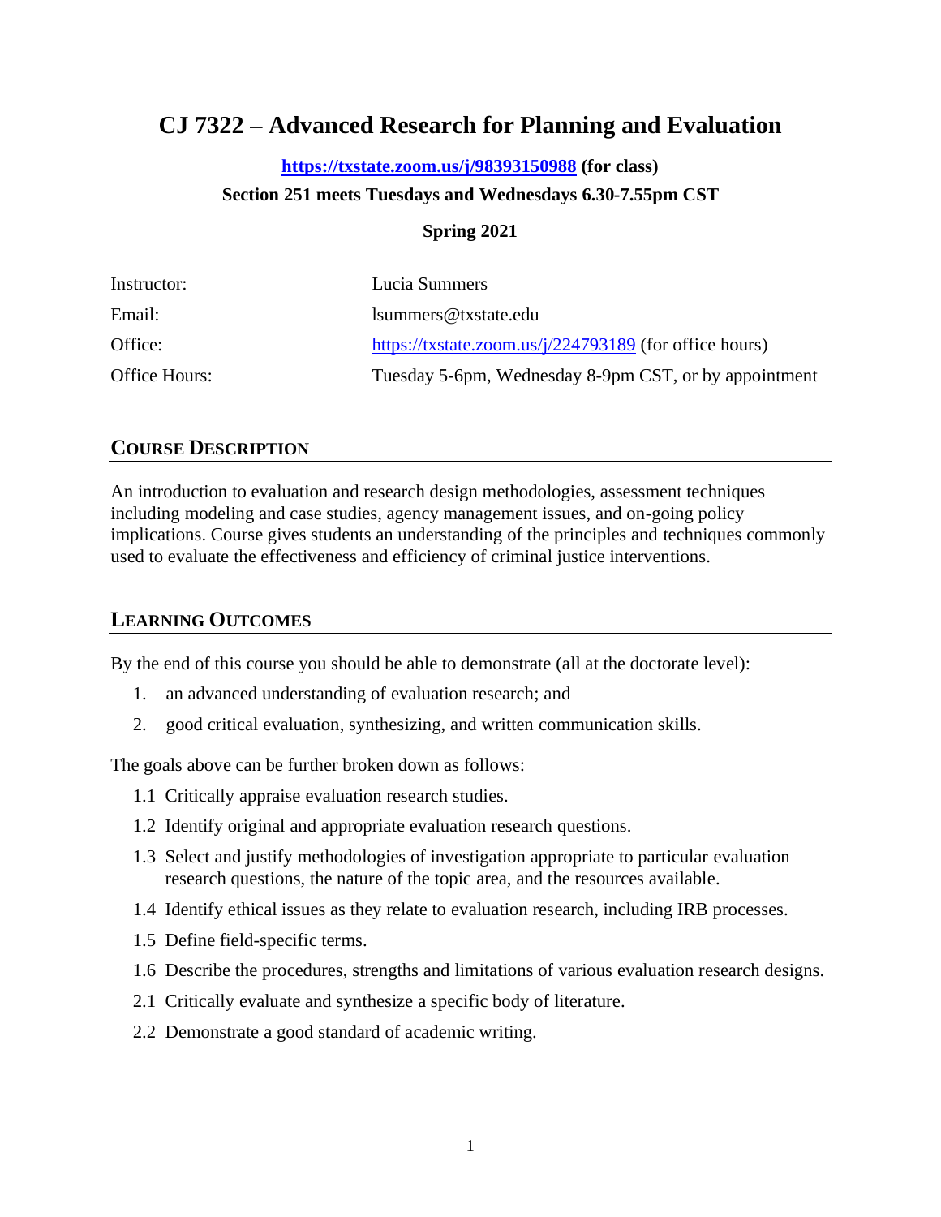# CJ 7322 – Advanced Research for Planning and Evaluation

**https://txstate.zoom.us/j/98393150988 (for class)**

**Section 251 meets Tuesdays and Wednesdays 6.30-7.55pm CST**

**Spring 2021**

| | |
|---|---|
| Instructor: | Lucia Summers |
| Email: | lsummers@txstate.edu |
| Office: | https://txstate.zoom.us/j/224793189 (for office hours) |
| Office Hours: | Tuesday 5-6pm, Wednesday 8-9pm CST, or by appointment |

## COURSE DESCRIPTION

An introduction to evaluation and research design methodologies, assessment techniques including modeling and case studies, agency management issues, and on-going policy implications. Course gives students an understanding of the principles and techniques commonly used to evaluate the effectiveness and efficiency of criminal justice interventions.

## LEARNING OUTCOMES

By the end of this course you should be able to demonstrate (all at the doctorate level):

1. an advanced understanding of evaluation research; and
2. good critical evaluation, synthesizing, and written communication skills.

The goals above can be further broken down as follows:

- 1.1 Critically appraise evaluation research studies.
- 1.2 Identify original and appropriate evaluation research questions.
- 1.3 Select and justify methodologies of investigation appropriate to particular evaluation research questions, the nature of the topic area, and the resources available.
- 1.4 Identify ethical issues as they relate to evaluation research, including IRB processes.
- 1.5 Define field-specific terms.
- 1.6 Describe the procedures, strengths and limitations of various evaluation research designs.
- 2.1 Critically evaluate and synthesize a specific body of literature.
- 2.2 Demonstrate a good standard of academic writing.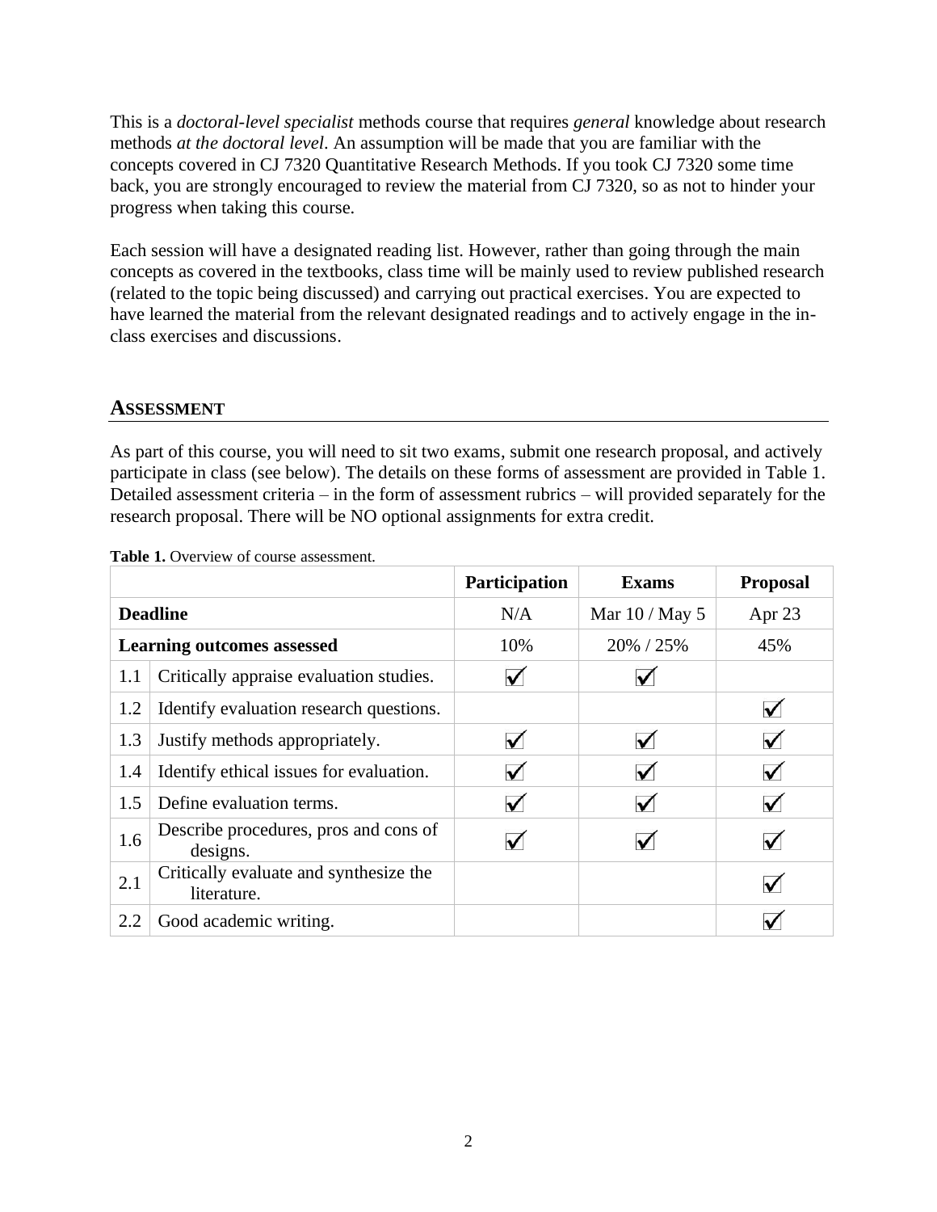This is a *doctoral-level specialist* methods course that requires *general* knowledge about research methods *at the doctoral level*. An assumption will be made that you are familiar with the concepts covered in CJ 7320 Quantitative Research Methods. If you took CJ 7320 some time back, you are strongly encouraged to review the material from CJ 7320, so as not to hinder your progress when taking this course.

Each session will have a designated reading list. However, rather than going through the main concepts as covered in the textbooks, class time will be mainly used to review published research (related to the topic being discussed) and carrying out practical exercises. You are expected to have learned the material from the relevant designated readings and to actively engage in the in-class exercises and discussions.

## ASSESSMENT

As part of this course, you will need to sit two exams, submit one research proposal, and actively participate in class (see below). The details on these forms of assessment are provided in Table 1. Detailed assessment criteria – in the form of assessment rubrics – will provided separately for the research proposal. There will be NO optional assignments for extra credit.

**Table 1.** Overview of course assessment.

| | | **Participation** | **Exams** | **Proposal** |
|---|---|---|---|---|
| **Deadline** | | N/A | Mar 10 / May 5 | Apr 23 |
| **Learning outcomes assessed** | | 10% | 20% / 25% | 45% |
| 1.1 | Critically appraise evaluation studies. | ✓ | ✓ | |
| 1.2 | Identify evaluation research questions. | | | ✓ |
| 1.3 | Justify methods appropriately. | ✓ | ✓ | ✓ |
| 1.4 | Identify ethical issues for evaluation. | ✓ | ✓ | ✓ |
| 1.5 | Define evaluation terms. | ✓ | ✓ | ✓ |
| 1.6 | Describe procedures, pros and cons of designs. | ✓ | ✓ | ✓ |
| 2.1 | Critically evaluate and synthesize the literature. | | | ✓ |
| 2.2 | Good academic writing. | | | ✓ |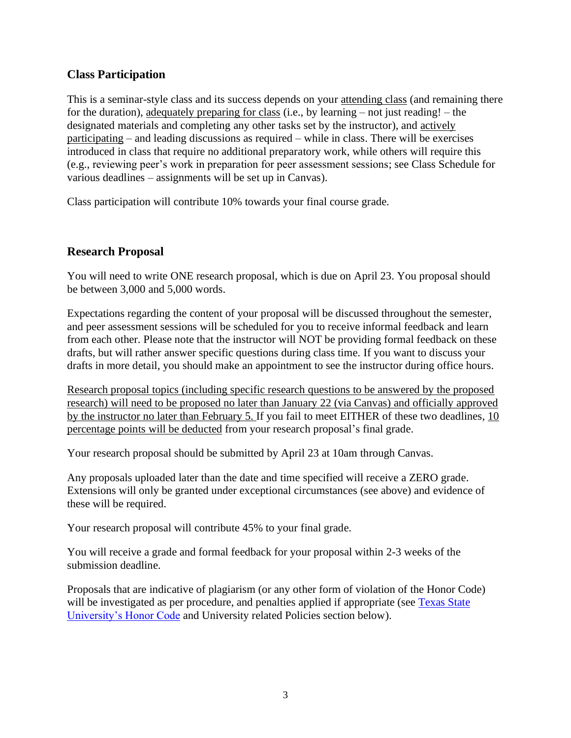## Class Participation

This is a seminar-style class and its success depends on your attending class (and remaining there for the duration), adequately preparing for class (i.e., by learning – not just reading! – the designated materials and completing any other tasks set by the instructor), and actively participating – and leading discussions as required – while in class. There will be exercises introduced in class that require no additional preparatory work, while others will require this (e.g., reviewing peer's work in preparation for peer assessment sessions; see Class Schedule for various deadlines – assignments will be set up in Canvas).

Class participation will contribute 10% towards your final course grade.

## Research Proposal

You will need to write ONE research proposal, which is due on April 23. You proposal should be between 3,000 and 5,000 words.

Expectations regarding the content of your proposal will be discussed throughout the semester, and peer assessment sessions will be scheduled for you to receive informal feedback and learn from each other. Please note that the instructor will NOT be providing formal feedback on these drafts, but will rather answer specific questions during class time. If you want to discuss your drafts in more detail, you should make an appointment to see the instructor during office hours.

Research proposal topics (including specific research questions to be answered by the proposed research) will need to be proposed no later than January 22 (via Canvas) and officially approved by the instructor no later than February 5. If you fail to meet EITHER of these two deadlines, 10 percentage points will be deducted from your research proposal's final grade.

Your research proposal should be submitted by April 23 at 10am through Canvas.

Any proposals uploaded later than the date and time specified will receive a ZERO grade. Extensions will only be granted under exceptional circumstances (see above) and evidence of these will be required.

Your research proposal will contribute 45% to your final grade.

You will receive a grade and formal feedback for your proposal within 2-3 weeks of the submission deadline.

Proposals that are indicative of plagiarism (or any other form of violation of the Honor Code) will be investigated as per procedure, and penalties applied if appropriate (see Texas State University's Honor Code and University related Policies section below).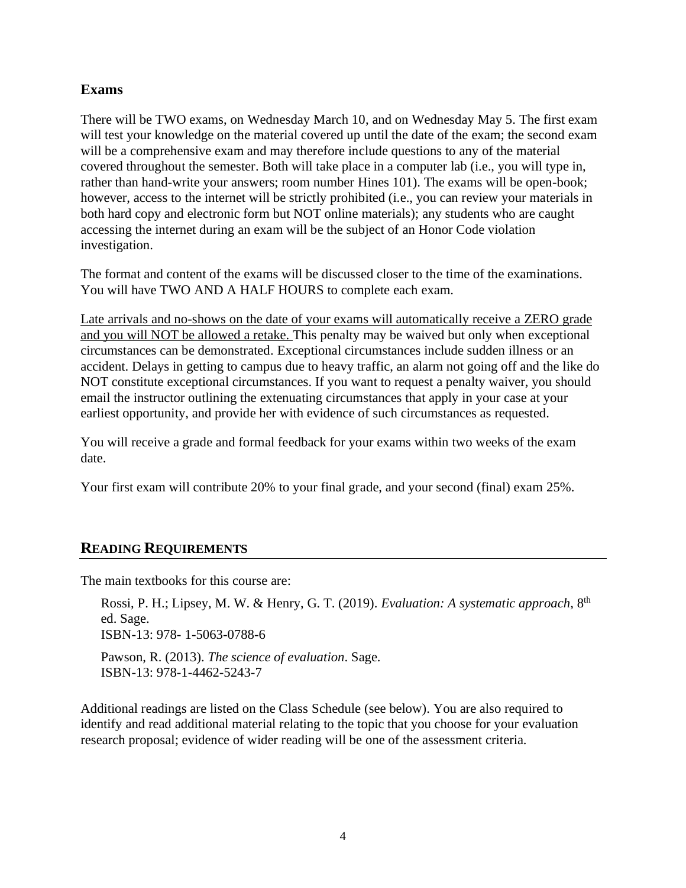## Exams

There will be TWO exams, on Wednesday March 10, and on Wednesday May 5. The first exam will test your knowledge on the material covered up until the date of the exam; the second exam will be a comprehensive exam and may therefore include questions to any of the material covered throughout the semester. Both will take place in a computer lab (i.e., you will type in, rather than hand-write your answers; room number Hines 101). The exams will be open-book; however, access to the internet will be strictly prohibited (i.e., you can review your materials in both hard copy and electronic form but NOT online materials); any students who are caught accessing the internet during an exam will be the subject of an Honor Code violation investigation.

The format and content of the exams will be discussed closer to the time of the examinations. You will have TWO AND A HALF HOURS to complete each exam.

<u>Late arrivals and no-shows on the date of your exams will automatically receive a ZERO grade and you will NOT be allowed a retake.</u> This penalty may be waived but only when exceptional circumstances can be demonstrated. Exceptional circumstances include sudden illness or an accident. Delays in getting to campus due to heavy traffic, an alarm not going off and the like do NOT constitute exceptional circumstances. If you want to request a penalty waiver, you should email the instructor outlining the extenuating circumstances that apply in your case at your earliest opportunity, and provide her with evidence of such circumstances as requested.

You will receive a grade and formal feedback for your exams within two weeks of the exam date.

Your first exam will contribute 20% to your final grade, and your second (final) exam 25%.

## READING REQUIREMENTS

The main textbooks for this course are:

> Rossi, P. H.; Lipsey, M. W. & Henry, G. T. (2019). *Evaluation: A systematic approach*, 8th ed. Sage.
> ISBN-13: 978- 1-5063-0788-6
>
> Pawson, R. (2013). *The science of evaluation*. Sage.
> ISBN-13: 978-1-4462-5243-7

Additional readings are listed on the Class Schedule (see below). You are also required to identify and read additional material relating to the topic that you choose for your evaluation research proposal; evidence of wider reading will be one of the assessment criteria.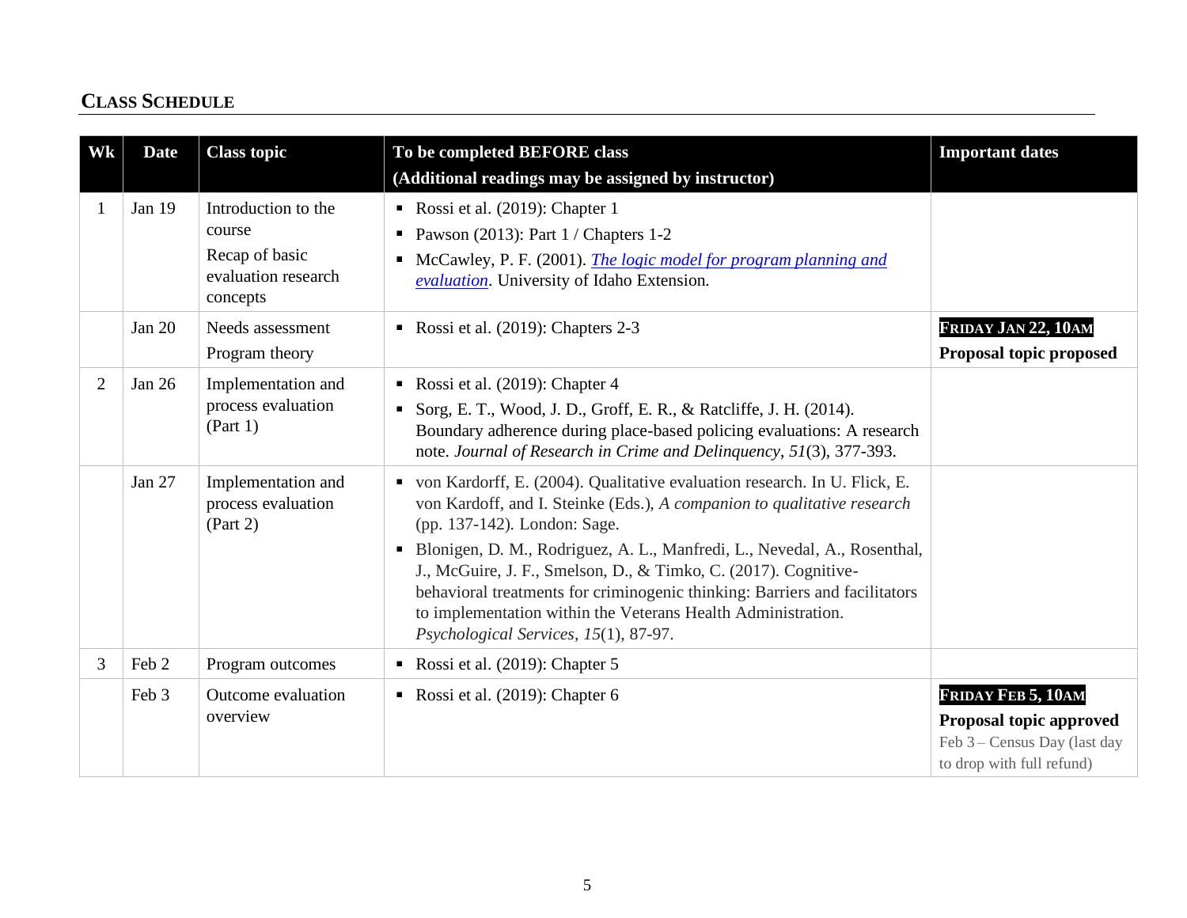## CLASS SCHEDULE

| Wk | Date | Class topic | To be completed BEFORE class<br>(Additional readings may be assigned by instructor) | Important dates |
|---|---|---|---|---|
| 1 | Jan 19 | Introduction to the course<br>Recap of basic evaluation research concepts | ▪ Rossi et al. (2019): Chapter 1<br>▪ Pawson (2013): Part 1 / Chapters 1-2<br>▪ McCawley, P. F. (2001). *The logic model for program planning and evaluation*. University of Idaho Extension. | |
| | Jan 20 | Needs assessment<br>Program theory | ▪ Rossi et al. (2019): Chapters 2-3 | **FRIDAY JAN 22, 10AM**<br>**Proposal topic proposed** |
| 2 | Jan 26 | Implementation and process evaluation (Part 1) | ▪ Rossi et al. (2019): Chapter 4<br>▪ Sorg, E. T., Wood, J. D., Groff, E. R., & Ratcliffe, J. H. (2014). Boundary adherence during place-based policing evaluations: A research note. *Journal of Research in Crime and Delinquency*, *51*(3), 377-393. | |
| | Jan 27 | Implementation and process evaluation (Part 2) | ▪ von Kardorff, E. (2004). Qualitative evaluation research. In U. Flick, E. von Kardorff, and I. Steinke (Eds.), *A companion to qualitative research* (pp. 137-142). London: Sage.<br>▪ Blonigen, D. M., Rodriguez, A. L., Manfredi, L., Nevedal, A., Rosenthal, J., McGuire, J. F., Smelson, D., & Timko, C. (2017). Cognitive-behavioral treatments for criminogenic thinking: Barriers and facilitators to implementation within the Veterans Health Administration. *Psychological Services*, *15*(1), 87-97. | |
| 3 | Feb 2 | Program outcomes | ▪ Rossi et al. (2019): Chapter 5 | |
| | Feb 3 | Outcome evaluation overview | ▪ Rossi et al. (2019): Chapter 6 | **FRIDAY FEB 5, 10AM**<br>**Proposal topic approved**<br>Feb 3 – Census Day (last day to drop with full refund) |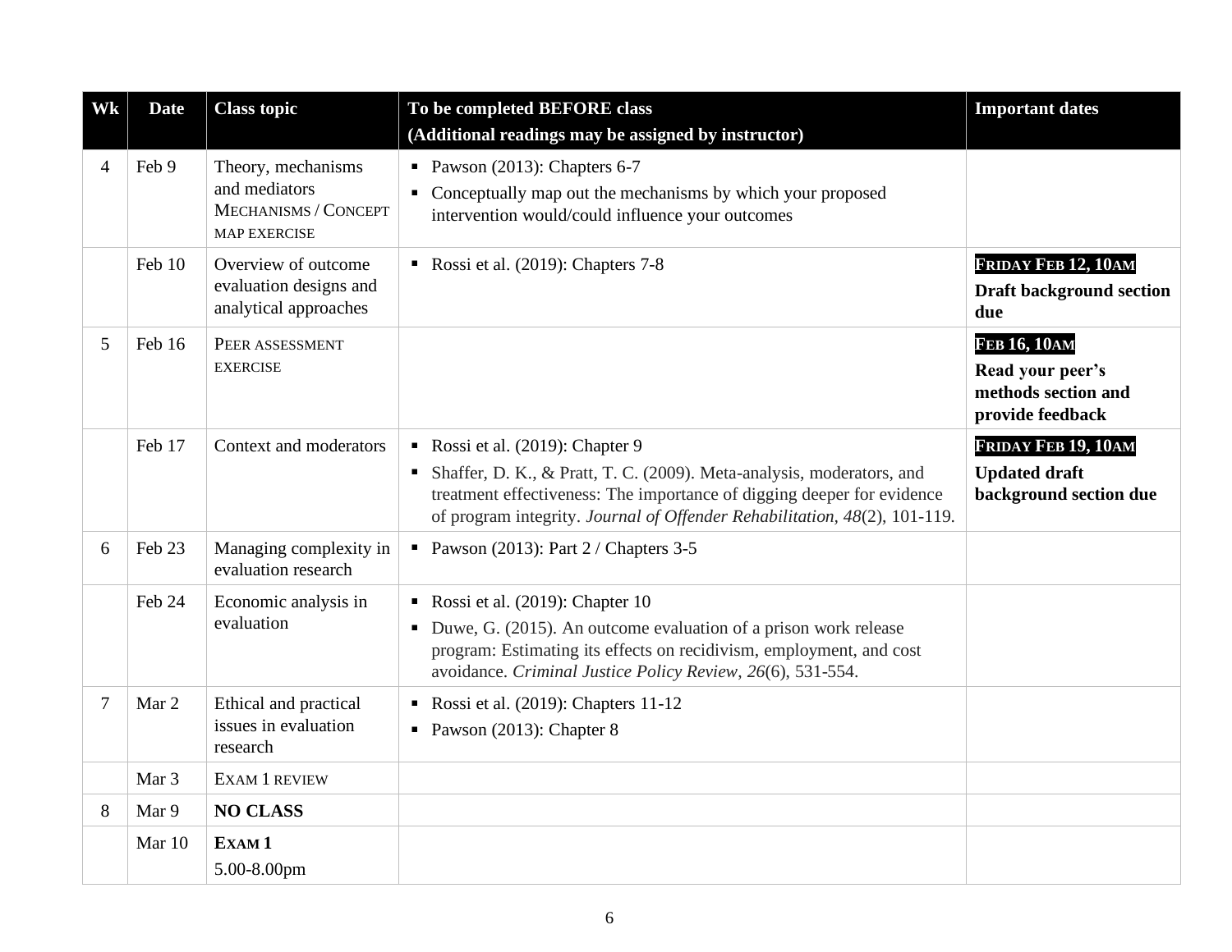| Wk | Date | Class topic | To be completed BEFORE class (Additional readings may be assigned by instructor) | Important dates |
|---|---|---|---|---|
| 4 | Feb 9 | Theory, mechanisms and mediators MECHANISMS / CONCEPT MAP EXERCISE | ▪ Pawson (2013): Chapters 6-7<br>▪ Conceptually map out the mechanisms by which your proposed intervention would/could influence your outcomes | |
| | Feb 10 | Overview of outcome evaluation designs and analytical approaches | ▪ Rossi et al. (2019): Chapters 7-8 | **FRIDAY FEB 12, 10AM**<br>**Draft background section due** |
| 5 | Feb 16 | PEER ASSESSMENT EXERCISE | | **FEB 16, 10AM**<br>**Read your peer's methods section and provide feedback** |
| | Feb 17 | Context and moderators | ▪ Rossi et al. (2019): Chapter 9<br>▪ Shaffer, D. K., & Pratt, T. C. (2009). Meta-analysis, moderators, and treatment effectiveness: The importance of digging deeper for evidence of program integrity. *Journal of Offender Rehabilitation*, *48*(2), 101-119. | **FRIDAY FEB 19, 10AM**<br>**Updated draft background section due** |
| 6 | Feb 23 | Managing complexity in evaluation research | ▪ Pawson (2013): Part 2 / Chapters 3-5 | |
| | Feb 24 | Economic analysis in evaluation | ▪ Rossi et al. (2019): Chapter 10<br>▪ Duwe, G. (2015). An outcome evaluation of a prison work release program: Estimating its effects on recidivism, employment, and cost avoidance. *Criminal Justice Policy Review*, *26*(6), 531-554. | |
| 7 | Mar 2 | Ethical and practical issues in evaluation research | ▪ Rossi et al. (2019): Chapters 11-12<br>▪ Pawson (2013): Chapter 8 | |
| | Mar 3 | EXAM 1 REVIEW | | |
| 8 | Mar 9 | **NO CLASS** | | |
| | Mar 10 | **EXAM 1**<br>5.00-8.00pm | | |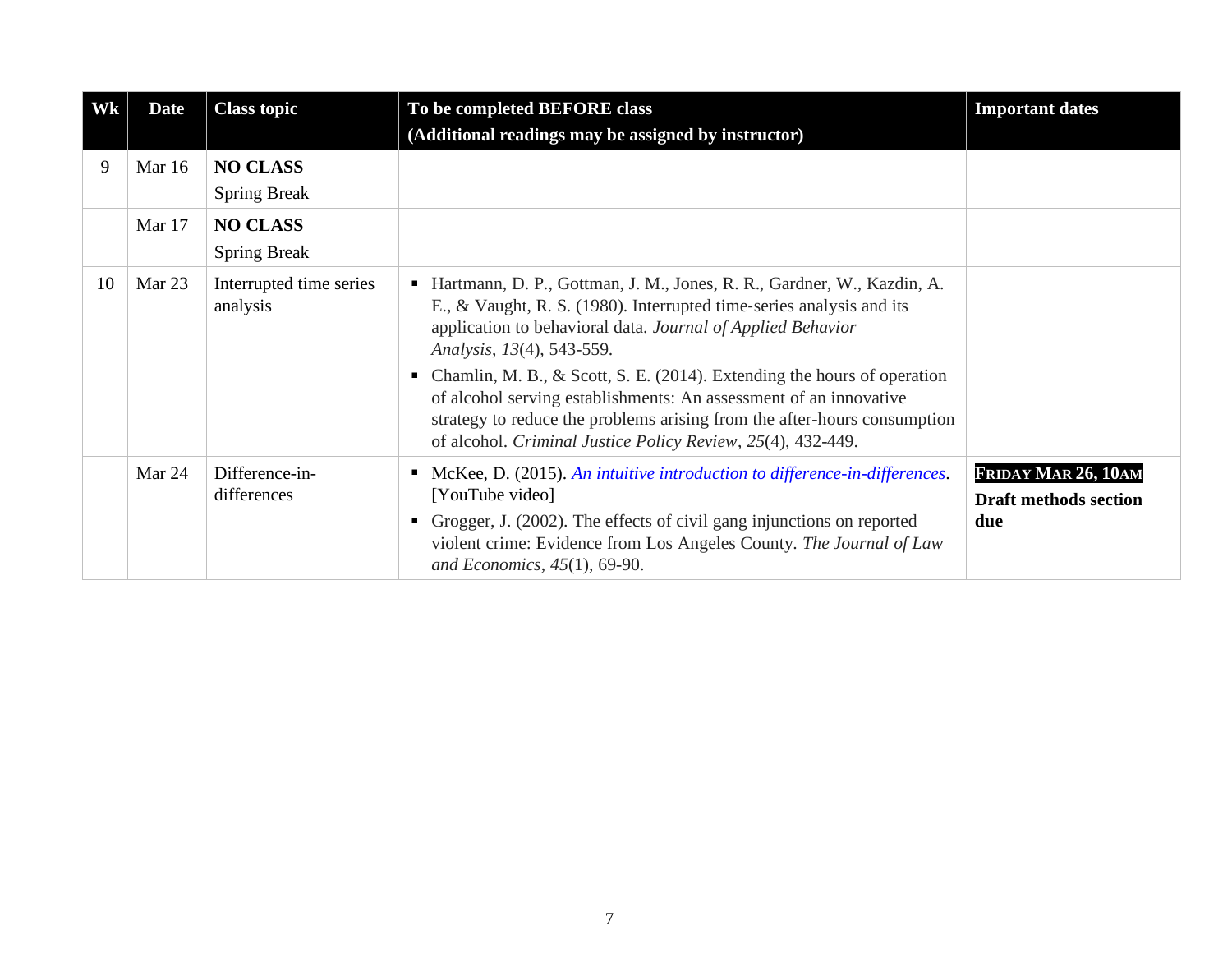| Wk | Date | Class topic | To be completed BEFORE class<br>(Additional readings may be assigned by instructor) | Important dates |
|---|---|---|---|---|
| 9 | Mar 16 | **NO CLASS**<br>Spring Break | | |
| | Mar 17 | **NO CLASS**<br>Spring Break | | |
| 10 | Mar 23 | Interrupted time series analysis | ▪ Hartmann, D. P., Gottman, J. M., Jones, R. R., Gardner, W., Kazdin, A. E., & Vaught, R. S. (1980). Interrupted time-series analysis and its application to behavioral data. *Journal of Applied Behavior Analysis*, *13*(4), 543-559.<br>▪ Chamlin, M. B., & Scott, S. E. (2014). Extending the hours of operation of alcohol serving establishments: An assessment of an innovative strategy to reduce the problems arising from the after-hours consumption of alcohol. *Criminal Justice Policy Review*, *25*(4), 432-449. | |
| | Mar 24 | Difference-in-differences | ▪ McKee, D. (2015). *An intuitive introduction to difference-in-differences*. [YouTube video]<br>▪ Grogger, J. (2002). The effects of civil gang injunctions on reported violent crime: Evidence from Los Angeles County. *The Journal of Law and Economics*, *45*(1), 69-90. | **FRIDAY MAR 26, 10AM**<br>**Draft methods section due** |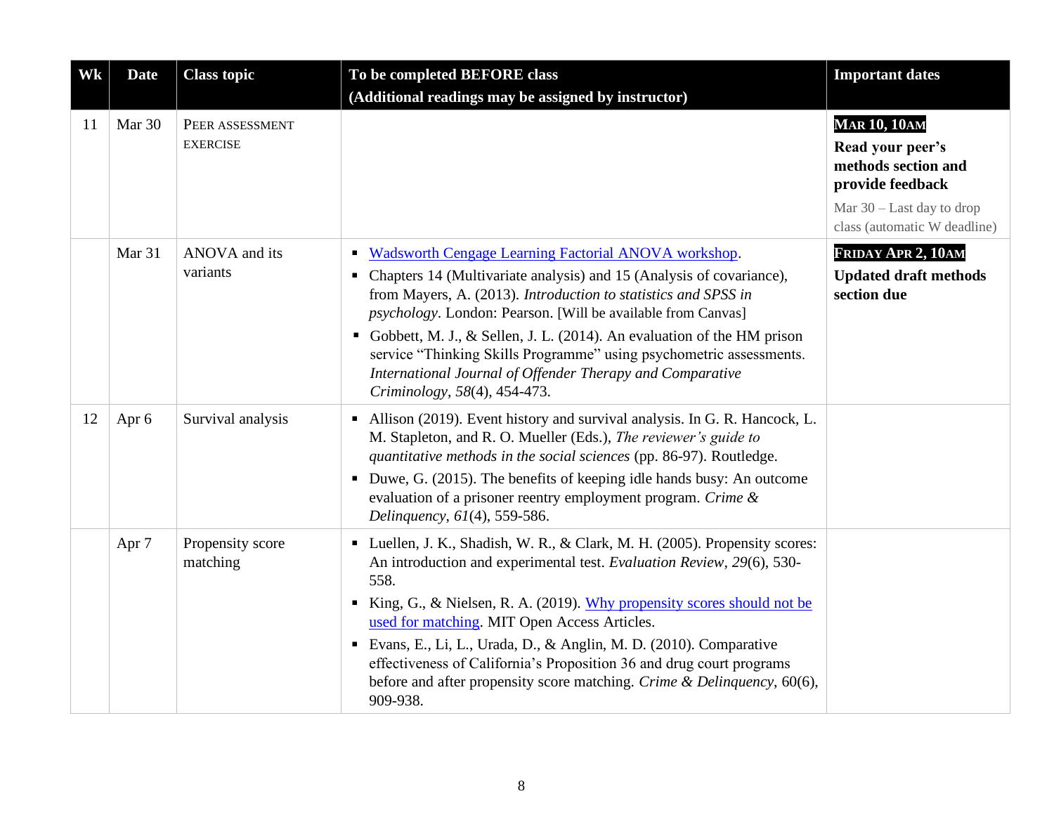| Wk | Date | Class topic | To be completed BEFORE class (Additional readings may be assigned by instructor) | Important dates |
|---|---|---|---|---|
| 11 | Mar 30 | PEER ASSESSMENT EXERCISE | | **MAR 10, 10AM** **Read your peer's methods section and provide feedback** Mar 30 – Last day to drop class (automatic W deadline) |
| | Mar 31 | ANOVA and its variants | ▪ Wadsworth Cengage Learning Factorial ANOVA workshop. ▪ Chapters 14 (Multivariate analysis) and 15 (Analysis of covariance), from Mayers, A. (2013). *Introduction to statistics and SPSS in psychology*. London: Pearson. [Will be available from Canvas] ▪ Gobbett, M. J., & Sellen, J. L. (2014). An evaluation of the HM prison service "Thinking Skills Programme" using psychometric assessments. *International Journal of Offender Therapy and Comparative Criminology*, *58*(4), 454-473. | **FRIDAY APR 2, 10AM** **Updated draft methods section due** |
| 12 | Apr 6 | Survival analysis | ▪ Allison (2019). Event history and survival analysis. In G. R. Hancock, L. M. Stapleton, and R. O. Mueller (Eds.), *The reviewer's guide to quantitative methods in the social sciences* (pp. 86-97). Routledge. ▪ Duwe, G. (2015). The benefits of keeping idle hands busy: An outcome evaluation of a prisoner reentry employment program. *Crime & Delinquency*, *61*(4), 559-586. | |
| | Apr 7 | Propensity score matching | ▪ Luellen, J. K., Shadish, W. R., & Clark, M. H. (2005). Propensity scores: An introduction and experimental test. *Evaluation Review*, *29*(6), 530-558. ▪ King, G., & Nielsen, R. A. (2019). Why propensity scores should not be used for matching. MIT Open Access Articles. ▪ Evans, E., Li, L., Urada, D., & Anglin, M. D. (2010). Comparative effectiveness of California's Proposition 36 and drug court programs before and after propensity score matching. *Crime & Delinquency*, 60(6), 909-938. | |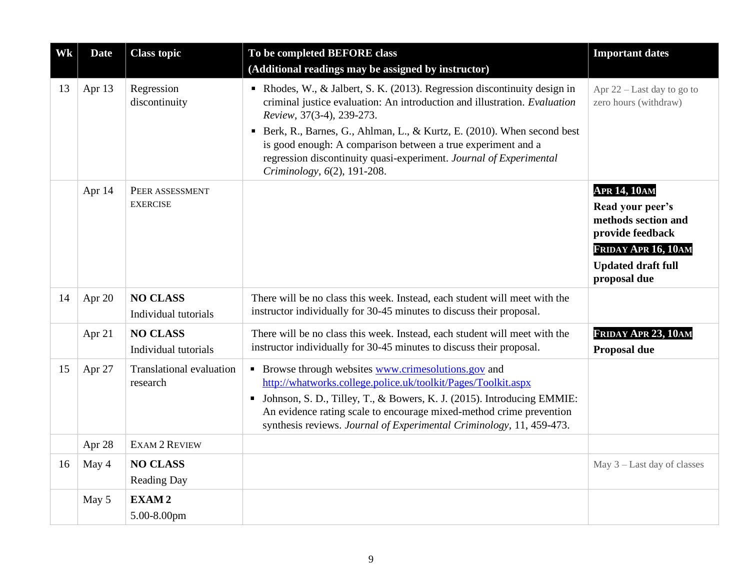| Wk | Date | Class topic | To be completed BEFORE class (Additional readings may be assigned by instructor) | Important dates |
|---|---|---|---|---|
| 13 | Apr 13 | Regression discontinuity | ▪ Rhodes, W., & Jalbert, S. K. (2013). Regression discontinuity design in criminal justice evaluation: An introduction and illustration. *Evaluation Review*, 37(3-4), 239-273.<br>▪ Berk, R., Barnes, G., Ahlman, L., & Kurtz, E. (2010). When second best is good enough: A comparison between a true experiment and a regression discontinuity quasi-experiment. *Journal of Experimental Criminology*, *6*(2), 191-208. | Apr 22 – Last day to go to zero hours (withdraw) |
| | Apr 14 | PEER ASSESSMENT EXERCISE | | **APR 14, 10AM**<br>**Read your peer's methods section and provide feedback**<br>**FRIDAY APR 16, 10AM**<br>**Updated draft full proposal due** |
| 14 | Apr 20 | **NO CLASS**<br>Individual tutorials | There will be no class this week. Instead, each student will meet with the instructor individually for 30-45 minutes to discuss their proposal. | |
| | Apr 21 | **NO CLASS**<br>Individual tutorials | There will be no class this week. Instead, each student will meet with the instructor individually for 30-45 minutes to discuss their proposal. | **FRIDAY APR 23, 10AM**<br>**Proposal due** |
| 15 | Apr 27 | Translational evaluation research | ▪ Browse through websites www.crimesolutions.gov and http://whatworks.college.police.uk/toolkit/Pages/Toolkit.aspx<br>▪ Johnson, S. D., Tilley, T., & Bowers, K. J. (2015). Introducing EMMIE: An evidence rating scale to encourage mixed-method crime prevention synthesis reviews. *Journal of Experimental Criminology*, 11, 459-473. | |
| | Apr 28 | EXAM 2 REVIEW | | |
| 16 | May 4 | **NO CLASS**<br>Reading Day | | May 3 – Last day of classes |
| | May 5 | **EXAM 2**<br>5.00-8.00pm | | |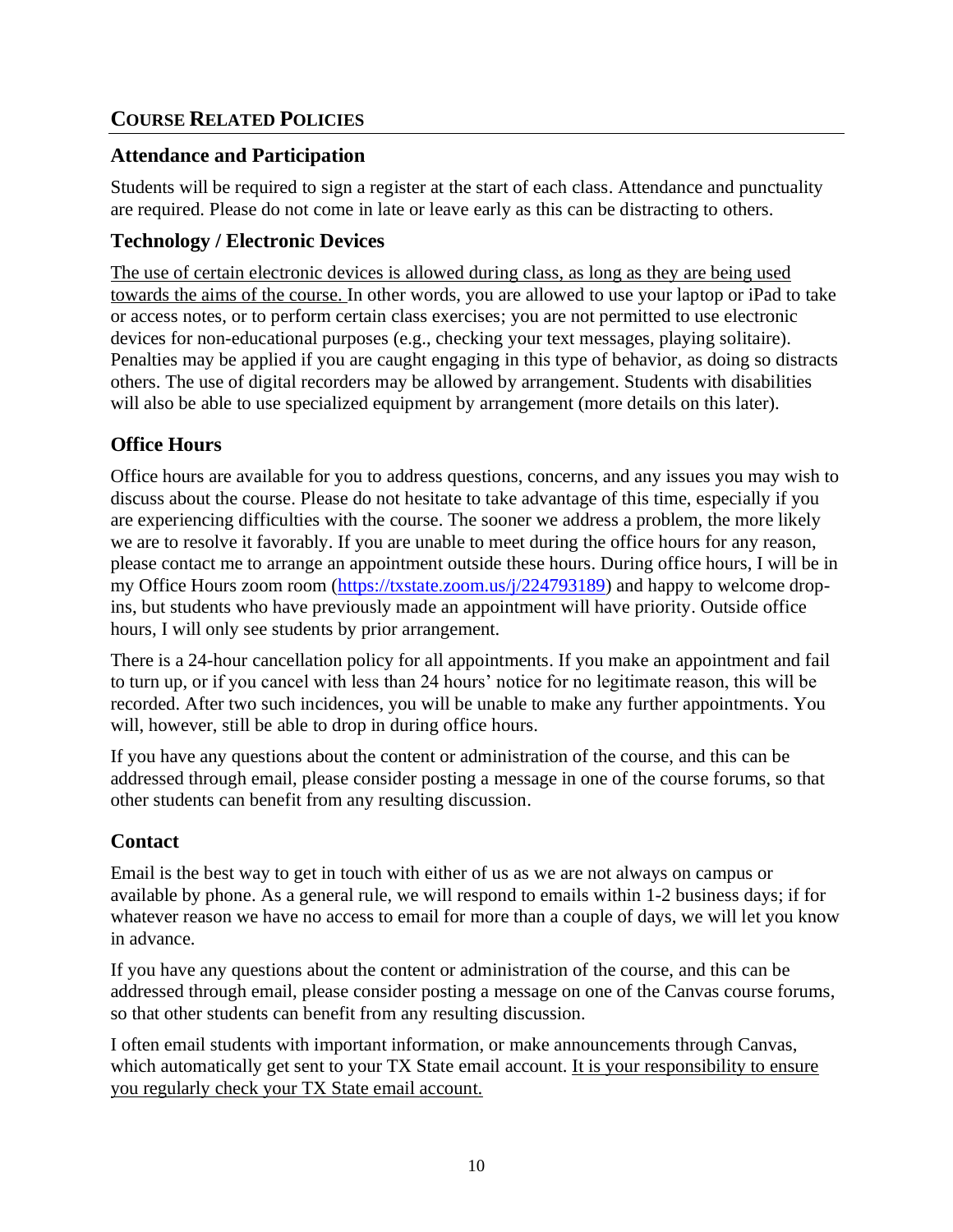## COURSE RELATED POLICIES

### Attendance and Participation

Students will be required to sign a register at the start of each class. Attendance and punctuality are required. Please do not come in late or leave early as this can be distracting to others.

### Technology / Electronic Devices

<u>The use of certain electronic devices is allowed during class, as long as they are being used towards the aims of the course.</u> In other words, you are allowed to use your laptop or iPad to take or access notes, or to perform certain class exercises; you are not permitted to use electronic devices for non-educational purposes (e.g., checking your text messages, playing solitaire). Penalties may be applied if you are caught engaging in this type of behavior, as doing so distracts others. The use of digital recorders may be allowed by arrangement. Students with disabilities will also be able to use specialized equipment by arrangement (more details on this later).

### Office Hours

Office hours are available for you to address questions, concerns, and any issues you may wish to discuss about the course. Please do not hesitate to take advantage of this time, especially if you are experiencing difficulties with the course. The sooner we address a problem, the more likely we are to resolve it favorably. If you are unable to meet during the office hours for any reason, please contact me to arrange an appointment outside these hours. During office hours, I will be in my Office Hours zoom room ([https://txstate.zoom.us/j/224793189](https://txstate.zoom.us/j/224793189)) and happy to welcome drop-ins, but students who have previously made an appointment will have priority. Outside office hours, I will only see students by prior arrangement.

There is a 24-hour cancellation policy for all appointments. If you make an appointment and fail to turn up, or if you cancel with less than 24 hours' notice for no legitimate reason, this will be recorded. After two such incidences, you will be unable to make any further appointments. You will, however, still be able to drop in during office hours.

If you have any questions about the content or administration of the course, and this can be addressed through email, please consider posting a message in one of the course forums, so that other students can benefit from any resulting discussion.

### Contact

Email is the best way to get in touch with either of us as we are not always on campus or available by phone. As a general rule, we will respond to emails within 1-2 business days; if for whatever reason we have no access to email for more than a couple of days, we will let you know in advance.

If you have any questions about the content or administration of the course, and this can be addressed through email, please consider posting a message on one of the Canvas course forums, so that other students can benefit from any resulting discussion.

I often email students with important information, or make announcements through Canvas, which automatically get sent to your TX State email account. <u>It is your responsibility to ensure you regularly check your TX State email account.</u>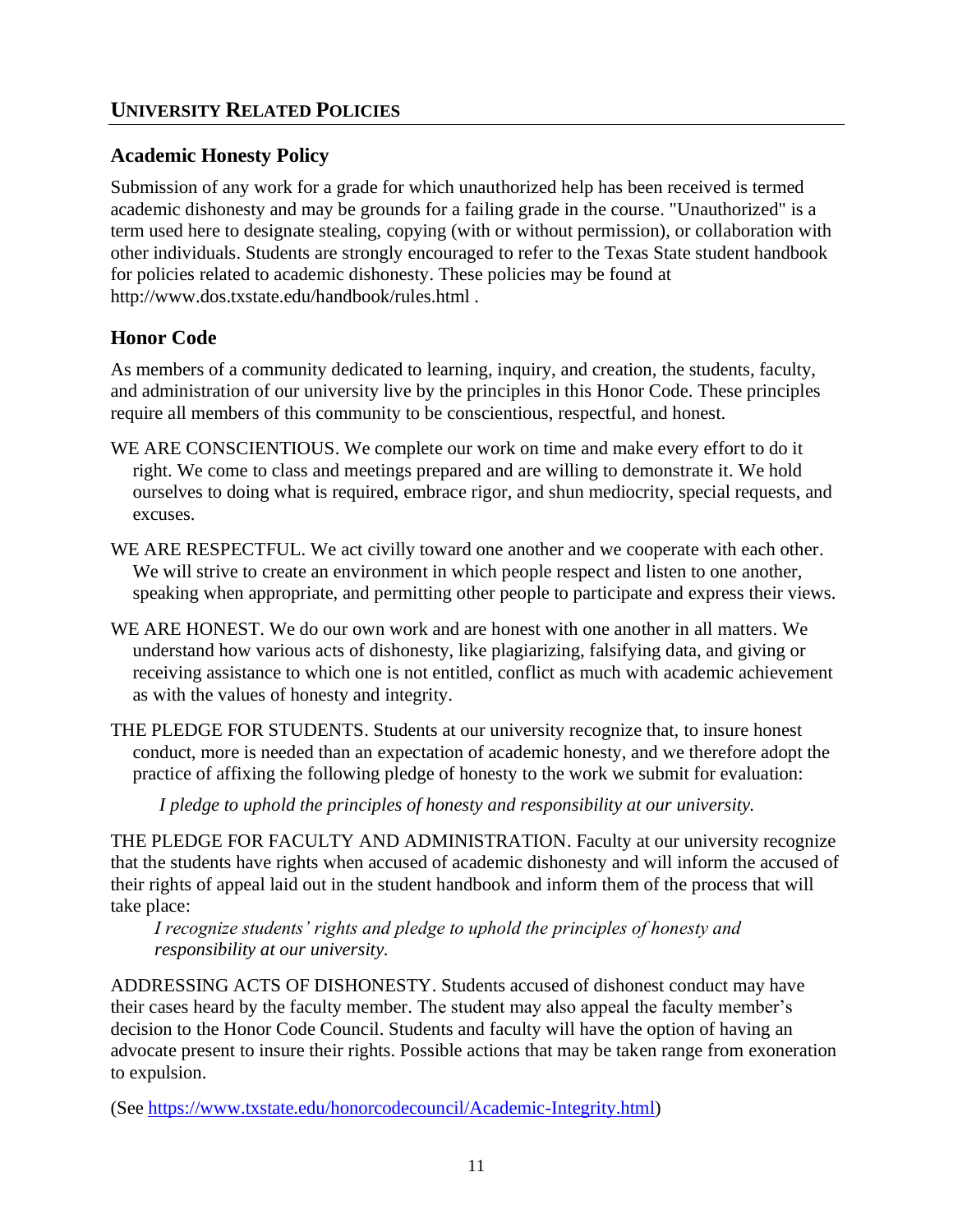## University Related Policies

### Academic Honesty Policy

Submission of any work for a grade for which unauthorized help has been received is termed academic dishonesty and may be grounds for a failing grade in the course. "Unauthorized" is a term used here to designate stealing, copying (with or without permission), or collaboration with other individuals. Students are strongly encouraged to refer to the Texas State student handbook for policies related to academic dishonesty. These policies may be found at http://www.dos.txstate.edu/handbook/rules.html .

### Honor Code

As members of a community dedicated to learning, inquiry, and creation, the students, faculty, and administration of our university live by the principles in this Honor Code. These principles require all members of this community to be conscientious, respectful, and honest.

WE ARE CONSCIENTIOUS. We complete our work on time and make every effort to do it right. We come to class and meetings prepared and are willing to demonstrate it. We hold ourselves to doing what is required, embrace rigor, and shun mediocrity, special requests, and excuses.

WE ARE RESPECTFUL. We act civilly toward one another and we cooperate with each other. We will strive to create an environment in which people respect and listen to one another, speaking when appropriate, and permitting other people to participate and express their views.

WE ARE HONEST. We do our own work and are honest with one another in all matters. We understand how various acts of dishonesty, like plagiarizing, falsifying data, and giving or receiving assistance to which one is not entitled, conflict as much with academic achievement as with the values of honesty and integrity.

THE PLEDGE FOR STUDENTS. Students at our university recognize that, to insure honest conduct, more is needed than an expectation of academic honesty, and we therefore adopt the practice of affixing the following pledge of honesty to the work we submit for evaluation:

*I pledge to uphold the principles of honesty and responsibility at our university.*

THE PLEDGE FOR FACULTY AND ADMINISTRATION. Faculty at our university recognize that the students have rights when accused of academic dishonesty and will inform the accused of their rights of appeal laid out in the student handbook and inform them of the process that will take place:

*I recognize students' rights and pledge to uphold the principles of honesty and responsibility at our university.*

ADDRESSING ACTS OF DISHONESTY. Students accused of dishonest conduct may have their cases heard by the faculty member. The student may also appeal the faculty member's decision to the Honor Code Council. Students and faculty will have the option of having an advocate present to insure their rights. Possible actions that may be taken range from exoneration to expulsion.

(See https://www.txstate.edu/honorcodecouncil/Academic-Integrity.html)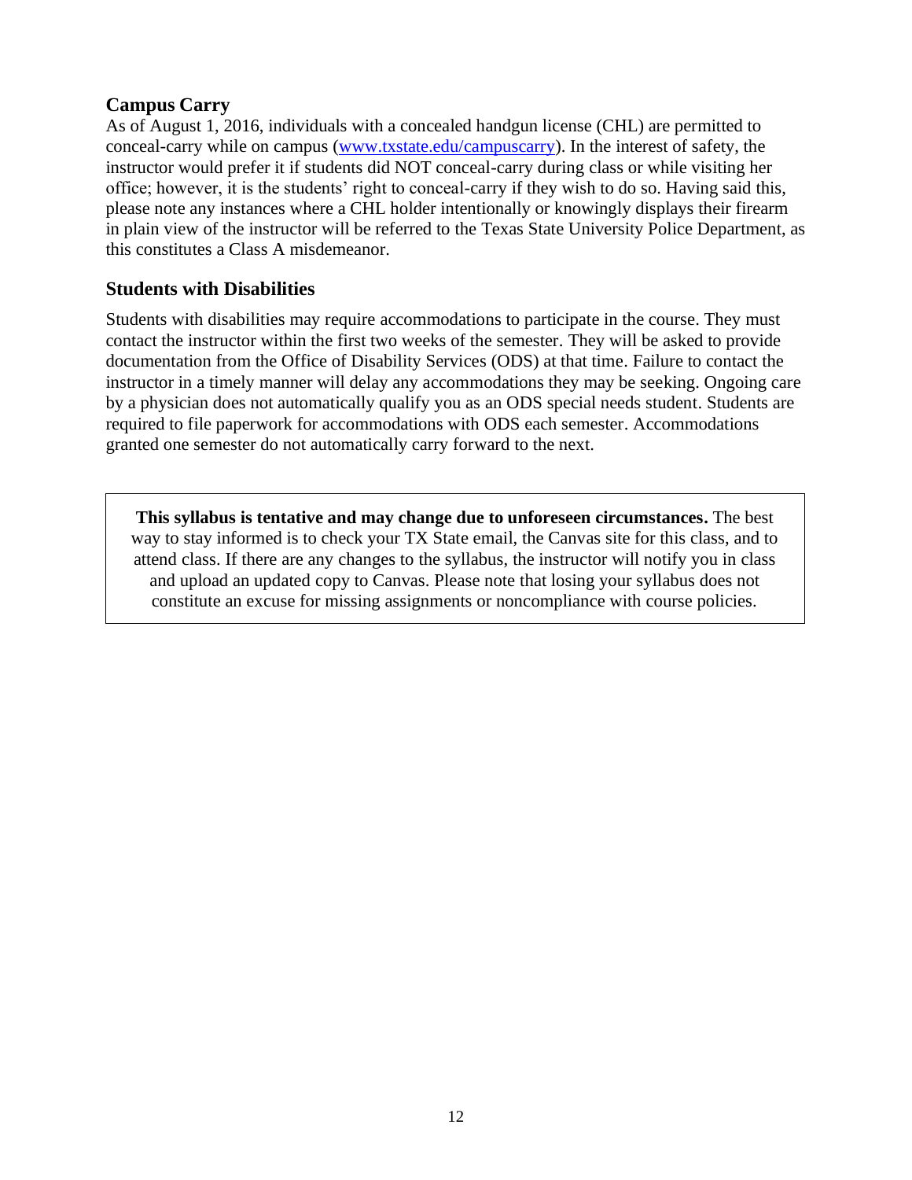## Campus Carry

As of August 1, 2016, individuals with a concealed handgun license (CHL) are permitted to conceal-carry while on campus ([www.txstate.edu/campuscarry](http://www.txstate.edu/campuscarry)). In the interest of safety, the instructor would prefer it if students did NOT conceal-carry during class or while visiting her office; however, it is the students' right to conceal-carry if they wish to do so. Having said this, please note any instances where a CHL holder intentionally or knowingly displays their firearm in plain view of the instructor will be referred to the Texas State University Police Department, as this constitutes a Class A misdemeanor.

## Students with Disabilities

Students with disabilities may require accommodations to participate in the course. They must contact the instructor within the first two weeks of the semester. They will be asked to provide documentation from the Office of Disability Services (ODS) at that time. Failure to contact the instructor in a timely manner will delay any accommodations they may be seeking. Ongoing care by a physician does not automatically qualify you as an ODS special needs student. Students are required to file paperwork for accommodations with ODS each semester. Accommodations granted one semester do not automatically carry forward to the next.

**This syllabus is tentative and may change due to unforeseen circumstances.** The best way to stay informed is to check your TX State email, the Canvas site for this class, and to attend class. If there are any changes to the syllabus, the instructor will notify you in class and upload an updated copy to Canvas. Please note that losing your syllabus does not constitute an excuse for missing assignments or noncompliance with course policies.